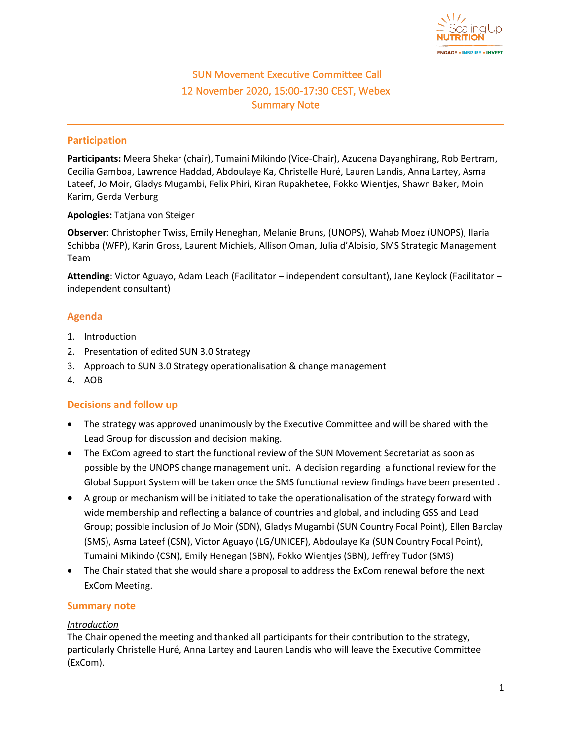# SUN Movement Executive Committee Call
## 12 November 2020, 15:00-17:30 CEST, Webex
## Summary Note

### Participation

**Participants:** Meera Shekar (chair), Tumaini Mikindo (Vice-Chair), Azucena Dayanghirang, Rob Bertram, Cecilia Gamboa, Lawrence Haddad, Abdoulaye Ka, Christelle Huré, Lauren Landis, Anna Lartey, Asma Lateef, Jo Moir, Gladys Mugambi, Felix Phiri, Kiran Rupakhetee, Fokko Wientjes, Shawn Baker, Moin Karim, Gerda Verburg

**Apologies:** Tatjana von Steiger

**Observer**: Christopher Twiss, Emily Heneghan, Melanie Bruns, (UNOPS), Wahab Moez (UNOPS), Ilaria Schibba (WFP), Karin Gross, Laurent Michiels, Allison Oman, Julia d'Aloisio, SMS Strategic Management Team

**Attending**: Victor Aguayo, Adam Leach (Facilitator – independent consultant), Jane Keylock (Facilitator – independent consultant)

### Agenda

1. Introduction
2. Presentation of edited SUN 3.0 Strategy
3. Approach to SUN 3.0 Strategy operationalisation & change management
4. AOB

### Decisions and follow up

- The strategy was approved unanimously by the Executive Committee and will be shared with the Lead Group for discussion and decision making.
- The ExCom agreed to start the functional review of the SUN Movement Secretariat as soon as possible by the UNOPS change management unit. A decision regarding a functional review for the Global Support System will be taken once the SMS functional review findings have been presented .
- A group or mechanism will be initiated to take the operationalisation of the strategy forward with wide membership and reflecting a balance of countries and global, and including GSS and Lead Group; possible inclusion of Jo Moir (SDN), Gladys Mugambi (SUN Country Focal Point), Ellen Barclay (SMS), Asma Lateef (CSN), Victor Aguayo (LG/UNICEF), Abdoulaye Ka (SUN Country Focal Point), Tumaini Mikindo (CSN), Emily Henegan (SBN), Fokko Wientjes (SBN), Jeffrey Tudor (SMS)
- The Chair stated that she would share a proposal to address the ExCom renewal before the next ExCom Meeting.

### Summary note

*Introduction*

The Chair opened the meeting and thanked all participants for their contribution to the strategy, particularly Christelle Huré, Anna Lartey and Lauren Landis who will leave the Executive Committee (ExCom).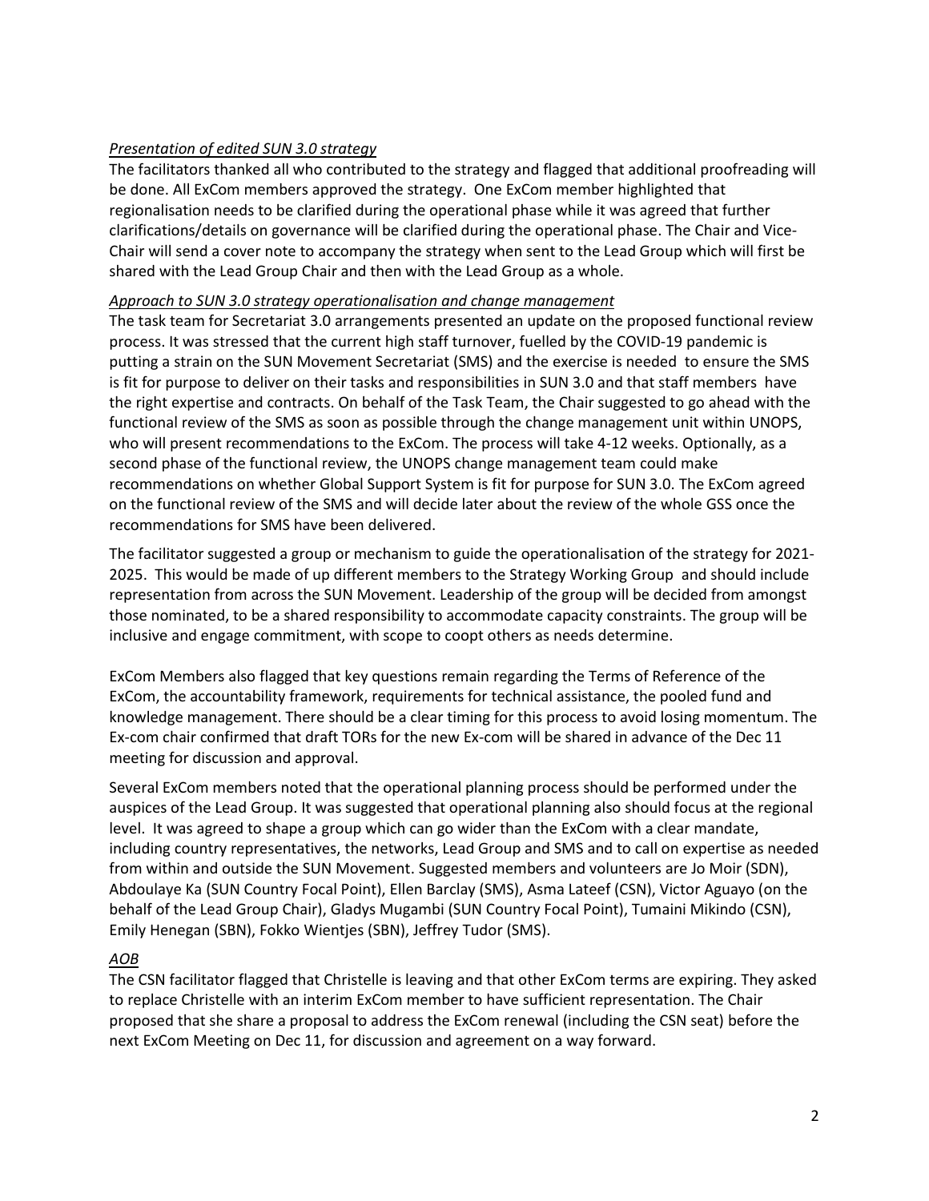*Presentation of edited SUN 3.0 strategy*

The facilitators thanked all who contributed to the strategy and flagged that additional proofreading will be done. All ExCom members approved the strategy. One ExCom member highlighted that regionalisation needs to be clarified during the operational phase while it was agreed that further clarifications/details on governance will be clarified during the operational phase. The Chair and Vice-Chair will send a cover note to accompany the strategy when sent to the Lead Group which will first be shared with the Lead Group Chair and then with the Lead Group as a whole.

*Approach to SUN 3.0 strategy operationalisation and change management*

The task team for Secretariat 3.0 arrangements presented an update on the proposed functional review process. It was stressed that the current high staff turnover, fuelled by the COVID-19 pandemic is putting a strain on the SUN Movement Secretariat (SMS) and the exercise is needed to ensure the SMS is fit for purpose to deliver on their tasks and responsibilities in SUN 3.0 and that staff members have the right expertise and contracts. On behalf of the Task Team, the Chair suggested to go ahead with the functional review of the SMS as soon as possible through the change management unit within UNOPS, who will present recommendations to the ExCom. The process will take 4-12 weeks. Optionally, as a second phase of the functional review, the UNOPS change management team could make recommendations on whether Global Support System is fit for purpose for SUN 3.0. The ExCom agreed on the functional review of the SMS and will decide later about the review of the whole GSS once the recommendations for SMS have been delivered.

The facilitator suggested a group or mechanism to guide the operationalisation of the strategy for 2021-2025. This would be made of up different members to the Strategy Working Group and should include representation from across the SUN Movement. Leadership of the group will be decided from amongst those nominated, to be a shared responsibility to accommodate capacity constraints. The group will be inclusive and engage commitment, with scope to coopt others as needs determine.

ExCom Members also flagged that key questions remain regarding the Terms of Reference of the ExCom, the accountability framework, requirements for technical assistance, the pooled fund and knowledge management. There should be a clear timing for this process to avoid losing momentum. The Ex-com chair confirmed that draft TORs for the new Ex-com will be shared in advance of the Dec 11 meeting for discussion and approval.

Several ExCom members noted that the operational planning process should be performed under the auspices of the Lead Group. It was suggested that operational planning also should focus at the regional level. It was agreed to shape a group which can go wider than the ExCom with a clear mandate, including country representatives, the networks, Lead Group and SMS and to call on expertise as needed from within and outside the SUN Movement. Suggested members and volunteers are Jo Moir (SDN), Abdoulaye Ka (SUN Country Focal Point), Ellen Barclay (SMS), Asma Lateef (CSN), Victor Aguayo (on the behalf of the Lead Group Chair), Gladys Mugambi (SUN Country Focal Point), Tumaini Mikindo (CSN), Emily Henegan (SBN), Fokko Wientjes (SBN), Jeffrey Tudor (SMS).

*AOB*

The CSN facilitator flagged that Christelle is leaving and that other ExCom terms are expiring. They asked to replace Christelle with an interim ExCom member to have sufficient representation. The Chair proposed that she share a proposal to address the ExCom renewal (including the CSN seat) before the next ExCom Meeting on Dec 11, for discussion and agreement on a way forward.